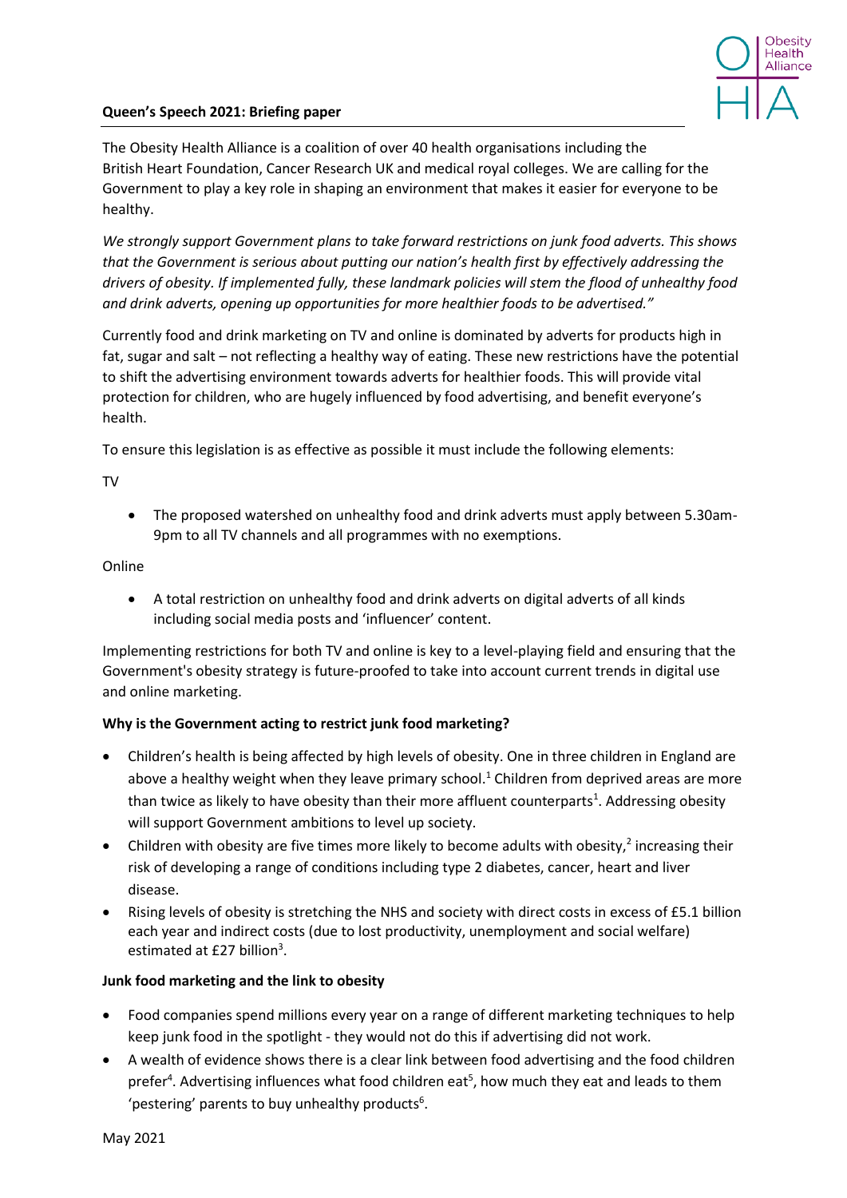**Queen's Speech 2021: Briefing paper**

The Obesity Health Alliance is a coalition of over 40 health organisations including the British Heart Foundation, Cancer Research UK and medical royal colleges. We are calling for the Government to play a key role in shaping an environment that makes it easier for everyone to be healthy.

*We strongly support Government plans to take forward restrictions on junk food adverts. This shows that the Government is serious about putting our nation's health first by effectively addressing the drivers of obesity. If implemented fully, these landmark policies will stem the flood of unhealthy food and drink adverts, opening up opportunities for more healthier foods to be advertised."*

Currently food and drink marketing on TV and online is dominated by adverts for products high in fat, sugar and salt – not reflecting a healthy way of eating. These new restrictions have the potential to shift the advertising environment towards adverts for healthier foods. This will provide vital protection for children, who are hugely influenced by food advertising, and benefit everyone's health.

To ensure this legislation is as effective as possible it must include the following elements:

TV

- The proposed watershed on unhealthy food and drink adverts must apply between 5.30am-9pm to all TV channels and all programmes with no exemptions.

Online

- A total restriction on unhealthy food and drink adverts on digital adverts of all kinds including social media posts and 'influencer' content.

Implementing restrictions for both TV and online is key to a level-playing field and ensuring that the Government's obesity strategy is future-proofed to take into account current trends in digital use and online marketing.

**Why is the Government acting to restrict junk food marketing?**

- Children's health is being affected by high levels of obesity. One in three children in England are above a healthy weight when they leave primary school.[1] Children from deprived areas are more than twice as likely to have obesity than their more affluent counterparts[1]. Addressing obesity will support Government ambitions to level up society.
- Children with obesity are five times more likely to become adults with obesity,[2] increasing their risk of developing a range of conditions including type 2 diabetes, cancer, heart and liver disease.
- Rising levels of obesity is stretching the NHS and society with direct costs in excess of £5.1 billion each year and indirect costs (due to lost productivity, unemployment and social welfare) estimated at £27 billion[3].

**Junk food marketing and the link to obesity**

- Food companies spend millions every year on a range of different marketing techniques to help keep junk food in the spotlight - they would not do this if advertising did not work.
- A wealth of evidence shows there is a clear link between food advertising and the food children prefer[4]. Advertising influences what food children eat[5], how much they eat and leads to them 'pestering' parents to buy unhealthy products[6].

May 2021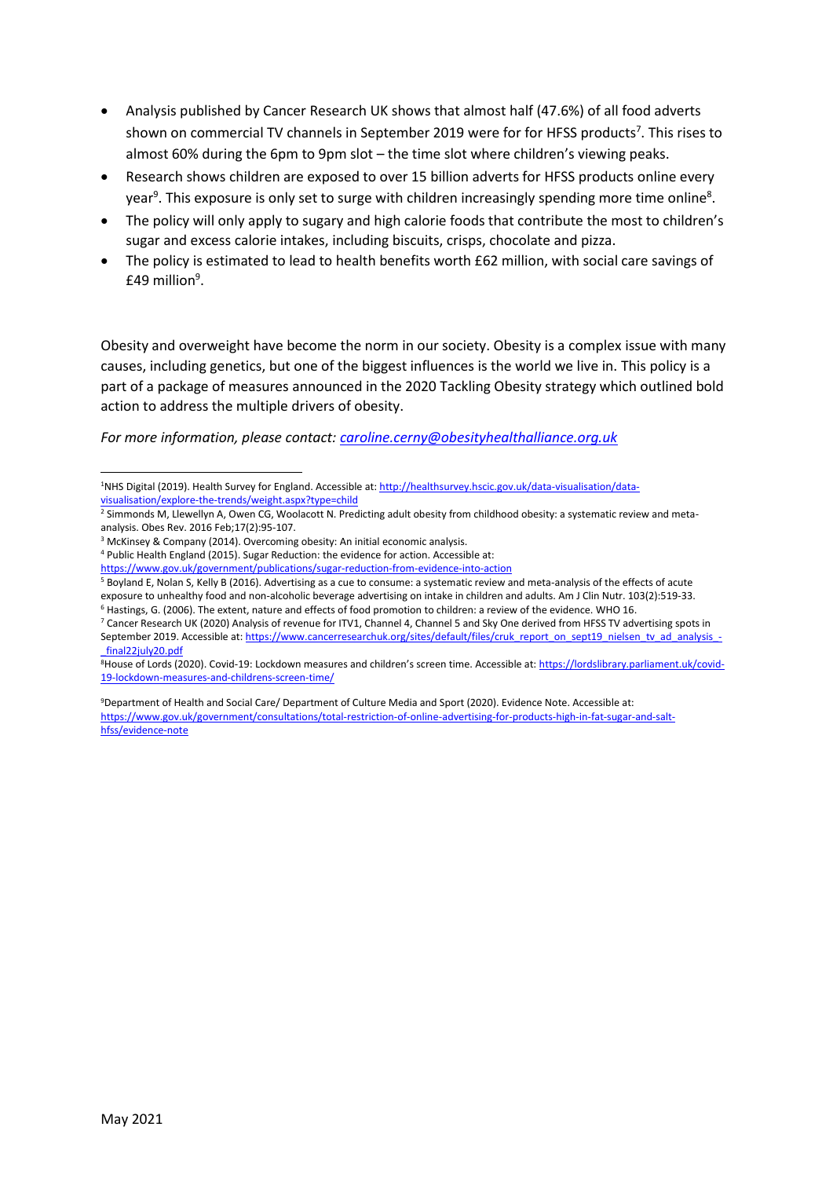- Analysis published by Cancer Research UK shows that almost half (47.6%) of all food adverts shown on commercial TV channels in September 2019 were for for HFSS products[7]. This rises to almost 60% during the 6pm to 9pm slot – the time slot where children's viewing peaks.
- Research shows children are exposed to over 15 billion adverts for HFSS products online every year[9]. This exposure is only set to surge with children increasingly spending more time online[8].
- The policy will only apply to sugary and high calorie foods that contribute the most to children's sugar and excess calorie intakes, including biscuits, crisps, chocolate and pizza.
- The policy is estimated to lead to health benefits worth £62 million, with social care savings of £49 million[9].

Obesity and overweight have become the norm in our society. Obesity is a complex issue with many causes, including genetics, but one of the biggest influences is the world we live in. This policy is a part of a package of measures announced in the 2020 Tackling Obesity strategy which outlined bold action to address the multiple drivers of obesity.

*For more information, please contact: caroline.cerny@obesityhealthalliance.org.uk*

---

[1] NHS Digital (2019). Health Survey for England. Accessible at: http://healthsurvey.hscic.gov.uk/data-visualisation/data-visualisation/explore-the-trends/weight.aspx?type=child

[2] Simmonds M, Llewellyn A, Owen CG, Woolacott N. Predicting adult obesity from childhood obesity: a systematic review and meta-analysis. Obes Rev. 2016 Feb;17(2):95-107.

[3] McKinsey & Company (2014). Overcoming obesity: An initial economic analysis.

[4] Public Health England (2015). Sugar Reduction: the evidence for action. Accessible at: https://www.gov.uk/government/publications/sugar-reduction-from-evidence-into-action

[5] Boyland E, Nolan S, Kelly B (2016). Advertising as a cue to consume: a systematic review and meta-analysis of the effects of acute exposure to unhealthy food and non-alcoholic beverage advertising on intake in children and adults. Am J Clin Nutr. 103(2):519-33.

[6] Hastings, G. (2006). The extent, nature and effects of food promotion to children: a review of the evidence. WHO 16.

[7] Cancer Research UK (2020) Analysis of revenue for ITV1, Channel 4, Channel 5 and Sky One derived from HFSS TV advertising spots in September 2019. Accessible at: https://www.cancerresearchuk.org/sites/default/files/cruk_report_on_sept19_nielsen_tv_ad_analysis_-_final22july20.pdf

[8] House of Lords (2020). Covid-19: Lockdown measures and children's screen time. Accessible at: https://lordslibrary.parliament.uk/covid-19-lockdown-measures-and-childrens-screen-time/

[9] Department of Health and Social Care/ Department of Culture Media and Sport (2020). Evidence Note. Accessible at: https://www.gov.uk/government/consultations/total-restriction-of-online-advertising-for-products-high-in-fat-sugar-and-salt-hfss/evidence-note

May 2021